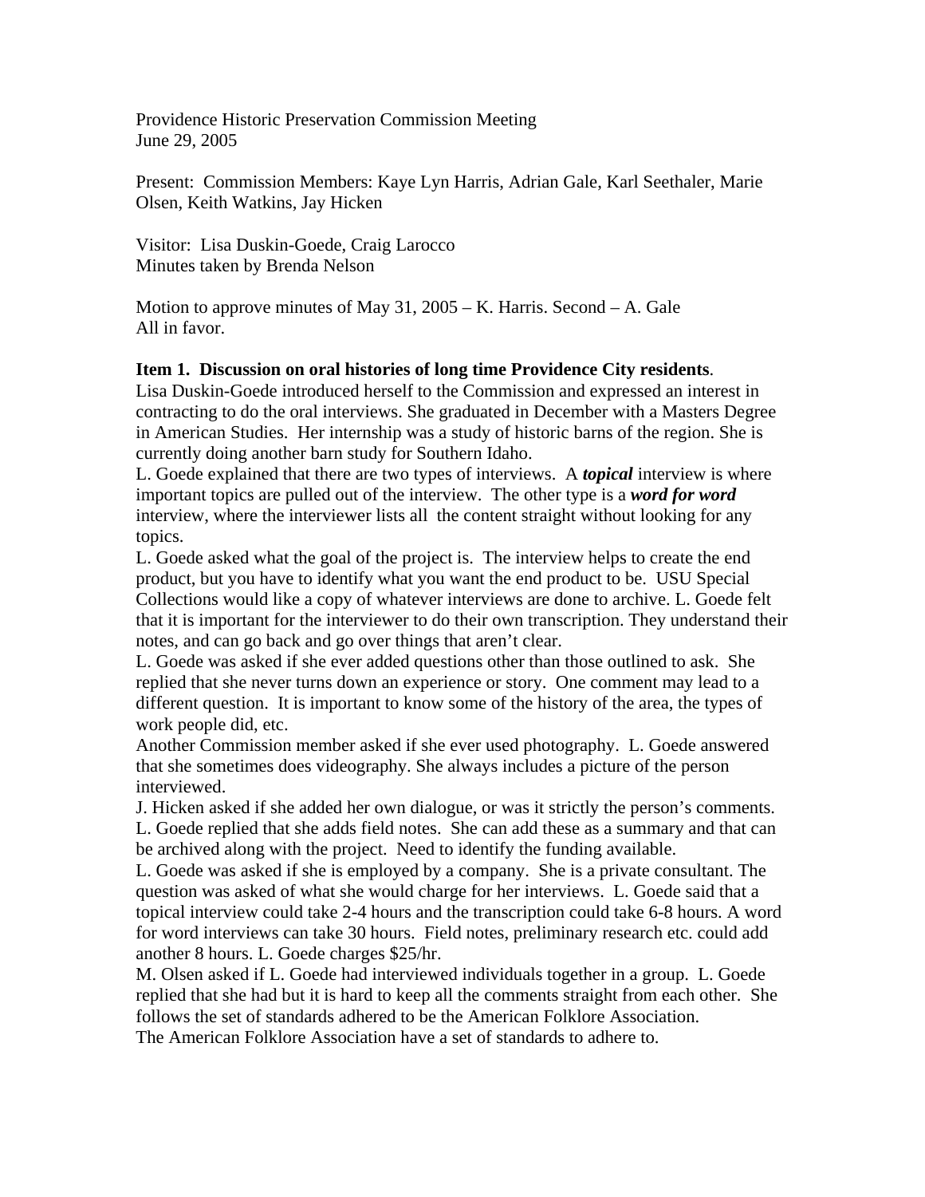Providence Historic Preservation Commission Meeting
June 29, 2005

Present: Commission Members: Kaye Lyn Harris, Adrian Gale, Karl Seethaler, Marie Olsen, Keith Watkins, Jay Hicken

Visitor: Lisa Duskin-Goede, Craig Larocco
Minutes taken by Brenda Nelson

Motion to approve minutes of May 31, 2005 – K. Harris. Second – A. Gale
All in favor.

**Item 1. Discussion on oral histories of long time Providence City residents**.
Lisa Duskin-Goede introduced herself to the Commission and expressed an interest in contracting to do the oral interviews. She graduated in December with a Masters Degree in American Studies. Her internship was a study of historic barns of the region. She is currently doing another barn study for Southern Idaho.
L. Goede explained that there are two types of interviews. A ***topical*** interview is where important topics are pulled out of the interview. The other type is a ***word for word*** interview, where the interviewer lists all the content straight without looking for any topics.
L. Goede asked what the goal of the project is. The interview helps to create the end product, but you have to identify what you want the end product to be. USU Special Collections would like a copy of whatever interviews are done to archive. L. Goede felt that it is important for the interviewer to do their own transcription. They understand their notes, and can go back and go over things that aren't clear.
L. Goede was asked if she ever added questions other than those outlined to ask. She replied that she never turns down an experience or story. One comment may lead to a different question. It is important to know some of the history of the area, the types of work people did, etc.
Another Commission member asked if she ever used photography. L. Goede answered that she sometimes does videography. She always includes a picture of the person interviewed.
J. Hicken asked if she added her own dialogue, or was it strictly the person's comments. L. Goede replied that she adds field notes. She can add these as a summary and that can be archived along with the project. Need to identify the funding available.
L. Goede was asked if she is employed by a company. She is a private consultant. The question was asked of what she would charge for her interviews. L. Goede said that a topical interview could take 2-4 hours and the transcription could take 6-8 hours. A word for word interviews can take 30 hours. Field notes, preliminary research etc. could add another 8 hours. L. Goede charges $25/hr.
M. Olsen asked if L. Goede had interviewed individuals together in a group. L. Goede replied that she had but it is hard to keep all the comments straight from each other. She follows the set of standards adhered to be the American Folklore Association.
The American Folklore Association have a set of standards to adhere to.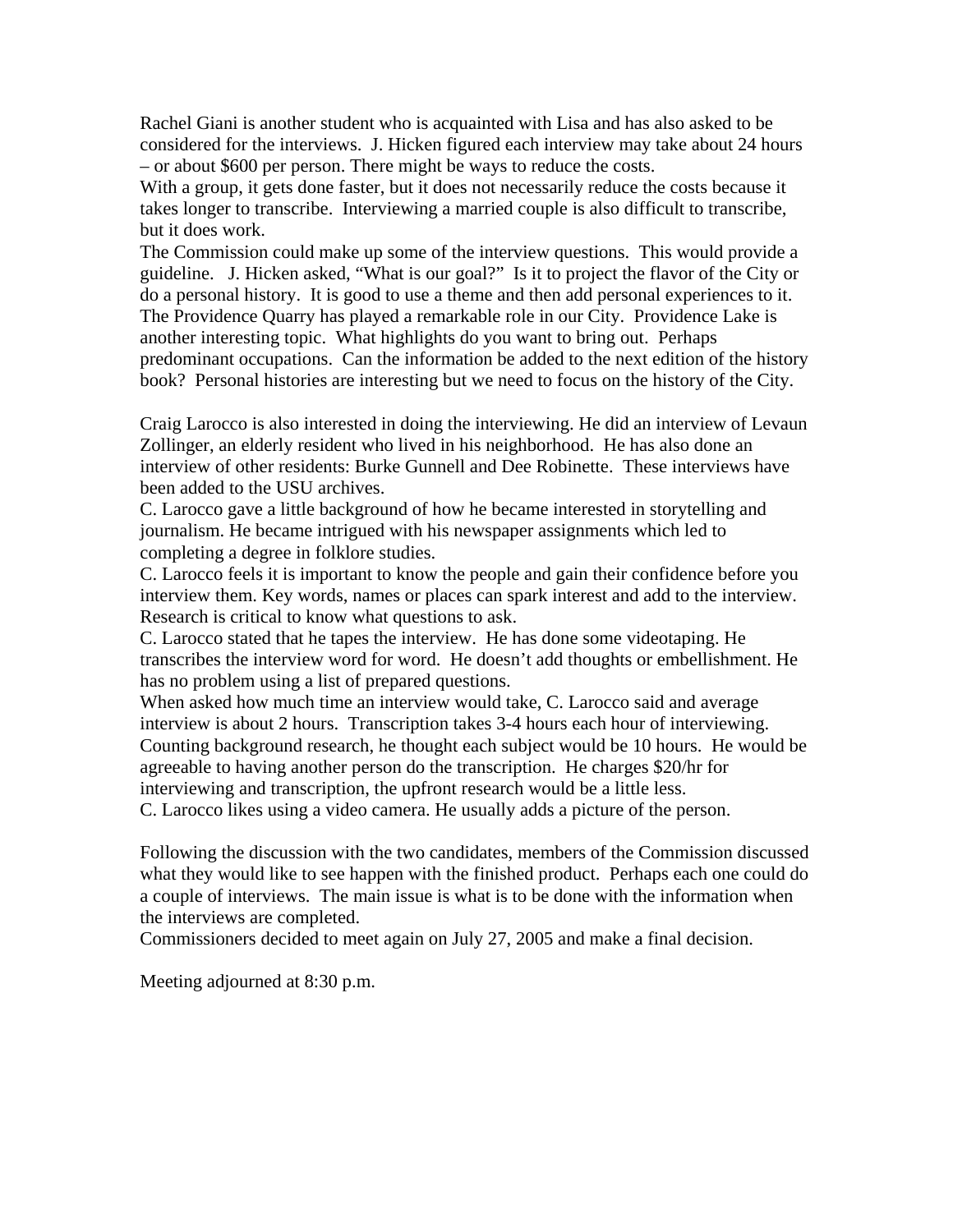Rachel Giani is another student who is acquainted with Lisa and has also asked to be considered for the interviews. J. Hicken figured each interview may take about 24 hours – or about $600 per person. There might be ways to reduce the costs.
With a group, it gets done faster, but it does not necessarily reduce the costs because it takes longer to transcribe. Interviewing a married couple is also difficult to transcribe, but it does work.
The Commission could make up some of the interview questions. This would provide a guideline. J. Hicken asked, “What is our goal?” Is it to project the flavor of the City or do a personal history. It is good to use a theme and then add personal experiences to it. The Providence Quarry has played a remarkable role in our City. Providence Lake is another interesting topic. What highlights do you want to bring out. Perhaps predominant occupations. Can the information be added to the next edition of the history book? Personal histories are interesting but we need to focus on the history of the City.

Craig Larocco is also interested in doing the interviewing. He did an interview of Levaun Zollinger, an elderly resident who lived in his neighborhood. He has also done an interview of other residents: Burke Gunnell and Dee Robinette. These interviews have been added to the USU archives.
C. Larocco gave a little background of how he became interested in storytelling and journalism. He became intrigued with his newspaper assignments which led to completing a degree in folklore studies.
C. Larocco feels it is important to know the people and gain their confidence before you interview them. Key words, names or places can spark interest and add to the interview. Research is critical to know what questions to ask.
C. Larocco stated that he tapes the interview. He has done some videotaping. He transcribes the interview word for word. He doesn’t add thoughts or embellishment. He has no problem using a list of prepared questions.
When asked how much time an interview would take, C. Larocco said and average interview is about 2 hours. Transcription takes 3-4 hours each hour of interviewing. Counting background research, he thought each subject would be 10 hours. He would be agreeable to having another person do the transcription. He charges $20/hr for interviewing and transcription, the upfront research would be a little less.
C. Larocco likes using a video camera. He usually adds a picture of the person.

Following the discussion with the two candidates, members of the Commission discussed what they would like to see happen with the finished product. Perhaps each one could do a couple of interviews. The main issue is what is to be done with the information when the interviews are completed.
Commissioners decided to meet again on July 27, 2005 and make a final decision.

Meeting adjourned at 8:30 p.m.